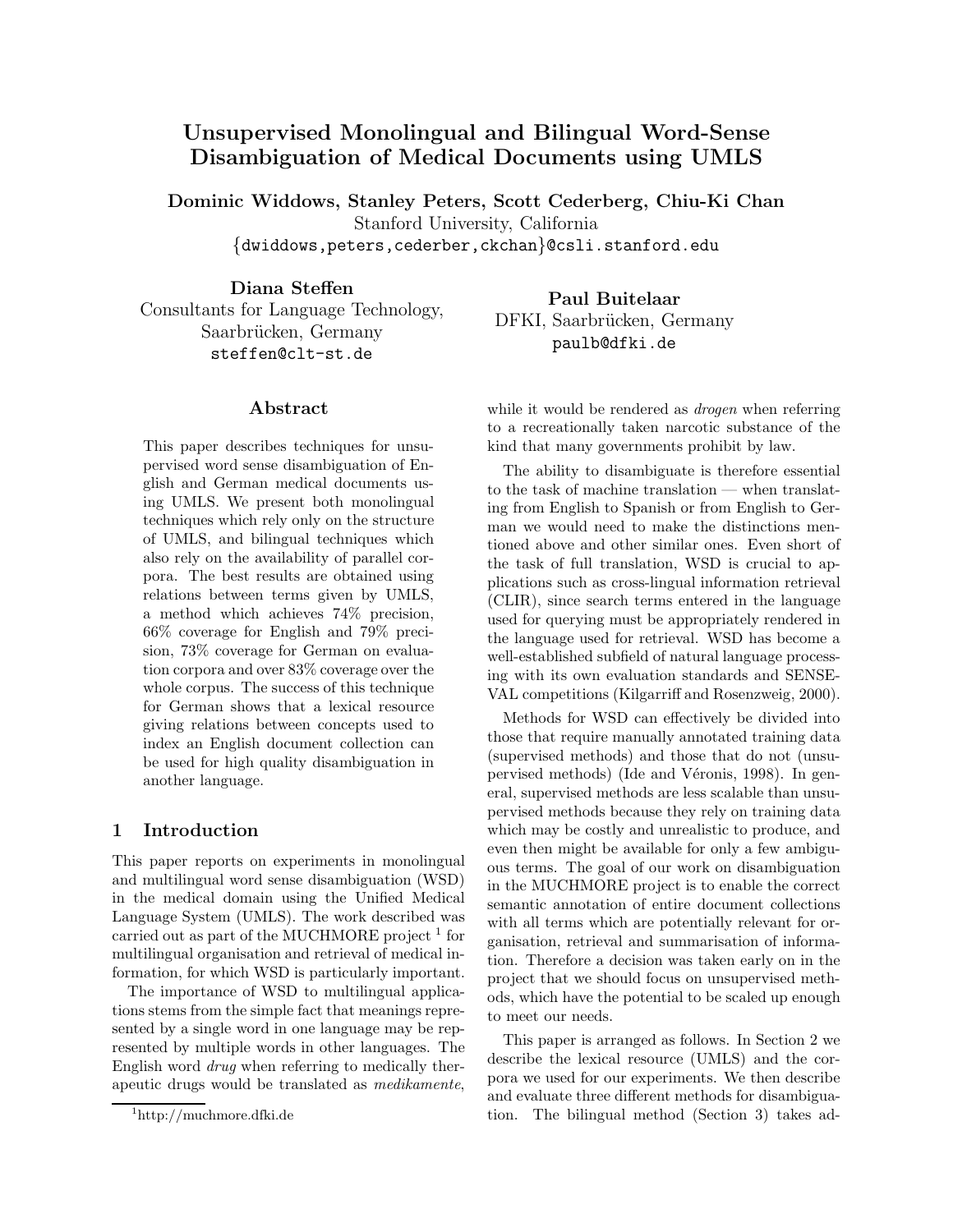# Unsupervised Monolingual and Bilingual Word-Sense Disambiguation of Medical Documents using UMLS

**Dominic Widdows, Stanley Peters, Scott Cederberg, Chiu-Ki Chan**
Stanford University, California
{dwiddows,peters,cederber,ckchan}@csli.stanford.edu

**Diana Steffen**
Consultants for Language Technology,
Saarbrücken, Germany
steffen@clt-st.de

**Paul Buitelaar**
DFKI, Saarbrücken, Germany
paulb@dfki.de

## Abstract

This paper describes techniques for unsupervised word sense disambiguation of English and German medical documents using UMLS. We present both monolingual techniques which rely only on the structure of UMLS, and bilingual techniques which also rely on the availability of parallel corpora. The best results are obtained using relations between terms given by UMLS, a method which achieves 74% precision, 66% coverage for English and 79% precision, 73% coverage for German on evaluation corpora and over 83% coverage over the whole corpus. The success of this technique for German shows that a lexical resource giving relations between concepts used to index an English document collection can be used for high quality disambiguation in another language.

## 1 Introduction

This paper reports on experiments in monolingual and multilingual word sense disambiguation (WSD) in the medical domain using the Unified Medical Language System (UMLS). The work described was carried out as part of the MUCHMORE project [1] for multilingual organisation and retrieval of medical information, for which WSD is particularly important.

The importance of WSD to multilingual applications stems from the simple fact that meanings represented by a single word in one language may be represented by multiple words in other languages. The English word *drug* when referring to medically therapeutic drugs would be translated as *medikamente*, while it would be rendered as *drogen* when referring to a recreationally taken narcotic substance of the kind that many governments prohibit by law.

The ability to disambiguate is therefore essential to the task of machine translation — when translating from English to Spanish or from English to German we would need to make the distinctions mentioned above and other similar ones. Even short of the task of full translation, WSD is crucial to applications such as cross-lingual information retrieval (CLIR), since search terms entered in the language used for querying must be appropriately rendered in the language used for retrieval. WSD has become a well-established subfield of natural language processing with its own evaluation standards and SENSEVAL competitions (Kilgarriff and Rosenzweig, 2000).

Methods for WSD can effectively be divided into those that require manually annotated training data (supervised methods) and those that do not (unsupervised methods) (Ide and Véronis, 1998). In general, supervised methods are less scalable than unsupervised methods because they rely on training data which may be costly and unrealistic to produce, and even then might be available for only a few ambiguous terms. The goal of our work on disambiguation in the MUCHMORE project is to enable the correct semantic annotation of entire document collections with all terms which are potentially relevant for organisation, retrieval and summarisation of information. Therefore a decision was taken early on in the project that we should focus on unsupervised methods, which have the potential to be scaled up enough to meet our needs.

This paper is arranged as follows. In Section 2 we describe the lexical resource (UMLS) and the corpora we used for our experiments. We then describe and evaluate three different methods for disambiguation. The bilingual method (Section 3) takes ad-

[1] http://muchmore.dfki.de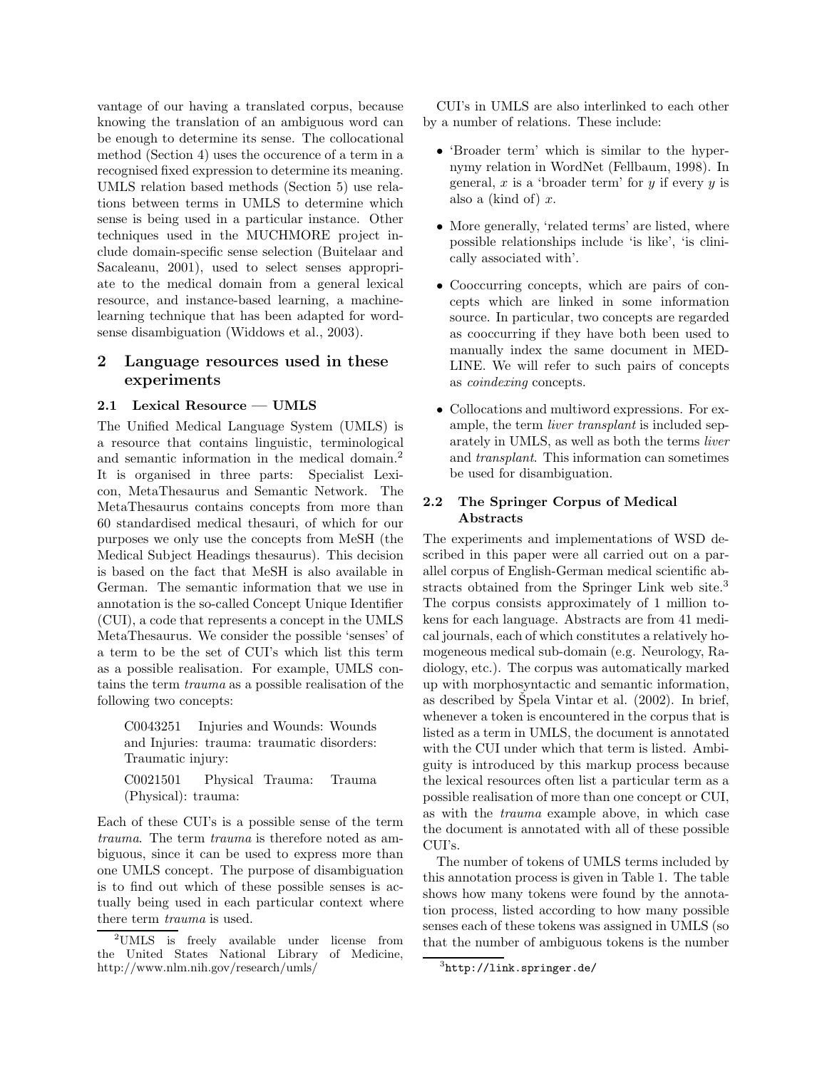vantage of our having a translated corpus, because knowing the translation of an ambiguous word can be enough to determine its sense. The collocational method (Section 4) uses the occurence of a term in a recognised fixed expression to determine its meaning. UMLS relation based methods (Section 5) use relations between terms in UMLS to determine which sense is being used in a particular instance. Other techniques used in the MUCHMORE project include domain-specific sense selection (Buitelaar and Sacaleanu, 2001), used to select senses appropriate to the medical domain from a general lexical resource, and instance-based learning, a machine-learning technique that has been adapted for word-sense disambiguation (Widdows et al., 2003).

## 2 Language resources used in these experiments

### 2.1 Lexical Resource — UMLS

The Unified Medical Language System (UMLS) is a resource that contains linguistic, terminological and semantic information in the medical domain.[2] It is organised in three parts: Specialist Lexicon, MetaThesaurus and Semantic Network. The MetaThesaurus contains concepts from more than 60 standardised medical thesauri, of which for our purposes we only use the concepts from MeSH (the Medical Subject Headings thesaurus). This decision is based on the fact that MeSH is also available in German. The semantic information that we use in annotation is the so-called Concept Unique Identifier (CUI), a code that represents a concept in the UMLS MetaThesaurus. We consider the possible 'senses' of a term to be the set of CUI's which list this term as a possible realisation. For example, UMLS contains the term *trauma* as a possible realisation of the following two concepts:

C0043251 Injuries and Wounds: Wounds and Injuries: trauma: traumatic disorders: Traumatic injury:

C0021501 Physical Trauma: Trauma (Physical): trauma:

Each of these CUI's is a possible sense of the term *trauma*. The term *trauma* is therefore noted as ambiguous, since it can be used to express more than one UMLS concept. The purpose of disambiguation is to find out which of these possible senses is actually being used in each particular context where there term *trauma* is used.

[2] UMLS is freely available under license from the United States National Library of Medicine, http://www.nlm.nih.gov/research/umls/

CUI's in UMLS are also interlinked to each other by a number of relations. These include:

- 'Broader term' which is similar to the hypernymy relation in WordNet (Fellbaum, 1998). In general, $x$ is a 'broader term' for $y$ if every $y$ is also a (kind of) $x$.
- More generally, 'related terms' are listed, where possible relationships include 'is like', 'is clinically associated with'.
- Cooccurring concepts, which are pairs of concepts which are linked in some information source. In particular, two concepts are regarded as cooccurring if they have both been used to manually index the same document in MEDLINE. We will refer to such pairs of concepts as *coindexing* concepts.
- Collocations and multiword expressions. For example, the term *liver transplant* is included separately in UMLS, as well as both the terms *liver* and *transplant*. This information can sometimes be used for disambiguation.

### 2.2 The Springer Corpus of Medical Abstracts

The experiments and implementations of WSD described in this paper were all carried out on a parallel corpus of English-German medical scientific abstracts obtained from the Springer Link web site.[3] The corpus consists approximately of 1 million tokens for each language. Abstracts are from 41 medical journals, each of which constitutes a relatively homogeneous medical sub-domain (e.g. Neurology, Radiology, etc.). The corpus was automatically marked up with morphosyntactic and semantic information, as described by Špela Vintar et al. (2002). In brief, whenever a token is encountered in the corpus that is listed as a term in UMLS, the document is annotated with the CUI under which that term is listed. Ambiguity is introduced by this markup process because the lexical resources often list a particular term as a possible realisation of more than one concept or CUI, as with the *trauma* example above, in which case the document is annotated with all of these possible CUI's.

The number of tokens of UMLS terms included by this annotation process is given in Table 1. The table shows how many tokens were found by the annotation process, listed according to how many possible senses each of these tokens was assigned in UMLS (so that the number of ambiguous tokens is the number

[3] `http://link.springer.de/`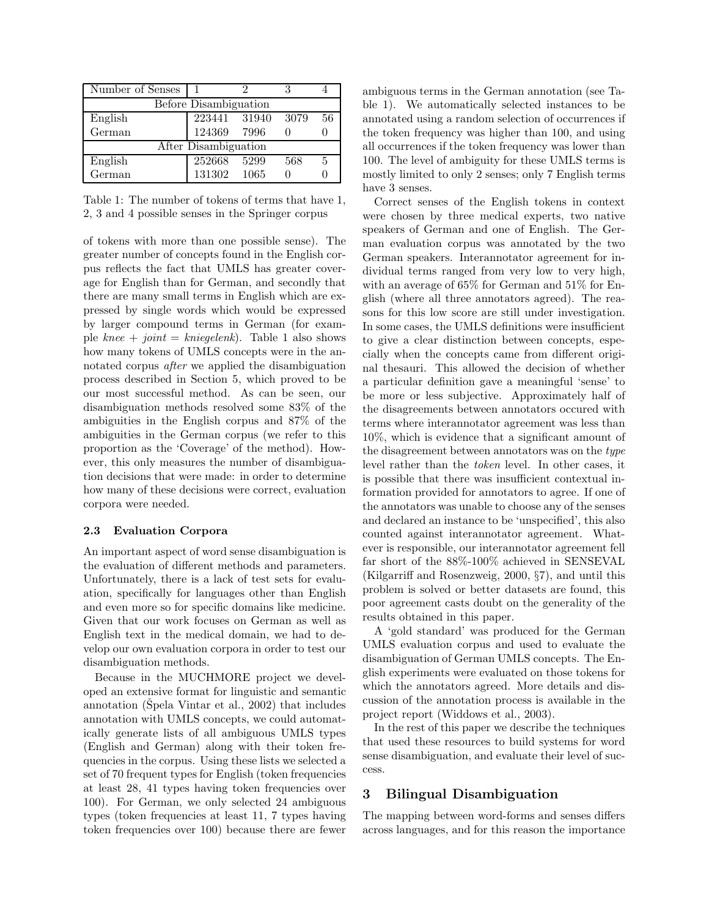| Number of Senses | 1 | 2 | 3 | 4 |
|---|---|---|---|---|
| Before Disambiguation | | | | |
| English | 223441 | 31940 | 3079 | 56 |
| German | 124369 | 7996 | 0 | 0 |
| After Disambiguation | | | | |
| English | 252668 | 5299 | 568 | 5 |
| German | 131302 | 1065 | 0 | 0 |

Table 1: The number of tokens of terms that have 1, 2, 3 and 4 possible senses in the Springer corpus

of tokens with more than one possible sense). The greater number of concepts found in the English corpus reflects the fact that UMLS has greater coverage for English than for German, and secondly that there are many small terms in English which are expressed by single words which would be expressed by larger compound terms in German (for example *knee* + *joint* = *kniegelenk*). Table 1 also shows how many tokens of UMLS concepts were in the annotated corpus *after* we applied the disambiguation process described in Section 5, which proved to be our most successful method. As can be seen, our disambiguation methods resolved some 83% of the ambiguities in the English corpus and 87% of the ambiguities in the German corpus (we refer to this proportion as the 'Coverage' of the method). However, this only measures the number of disambiguation decisions that were made: in order to determine how many of these decisions were correct, evaluation corpora were needed.

### 2.3 Evaluation Corpora

An important aspect of word sense disambiguation is the evaluation of different methods and parameters. Unfortunately, there is a lack of test sets for evaluation, specifically for languages other than English and even more so for specific domains like medicine. Given that our work focuses on German as well as English text in the medical domain, we had to develop our own evaluation corpora in order to test our disambiguation methods.

Because in the MUCHMORE project we developed an extensive format for linguistic and semantic annotation (Špela Vintar et al., 2002) that includes annotation with UMLS concepts, we could automatically generate lists of all ambiguous UMLS types (English and German) along with their token frequencies in the corpus. Using these lists we selected a set of 70 frequent types for English (token frequencies at least 28, 41 types having token frequencies over 100). For German, we only selected 24 ambiguous types (token frequencies at least 11, 7 types having token frequencies over 100) because there are fewer ambiguous terms in the German annotation (see Table 1). We automatically selected instances to be annotated using a random selection of occurrences if the token frequency was higher than 100, and using all occurrences if the token frequency was lower than 100. The level of ambiguity for these UMLS terms is mostly limited to only 2 senses; only 7 English terms have 3 senses.

Correct senses of the English tokens in context were chosen by three medical experts, two native speakers of German and one of English. The German evaluation corpus was annotated by the two German speakers. Interannotator agreement for individual terms ranged from very low to very high, with an average of 65% for German and 51% for English (where all three annotators agreed). The reasons for this low score are still under investigation. In some cases, the UMLS definitions were insufficient to give a clear distinction between concepts, especially when the concepts came from different original thesauri. This allowed the decision of whether a particular definition gave a meaningful 'sense' to be more or less subjective. Approximately half of the disagreements between annotators occured with terms where interannotator agreement was less than 10%, which is evidence that a significant amount of the disagreement between annotators was on the *type* level rather than the *token* level. In other cases, it is possible that there was insufficient contextual information provided for annotators to agree. If one of the annotators was unable to choose any of the senses and declared an instance to be 'unspecified', this also counted against interannotator agreement. Whatever is responsible, our interannotator agreement fell far short of the 88%-100% achieved in SENSEVAL (Kilgarriff and Rosenzweig, 2000, §7), and until this problem is solved or better datasets are found, this poor agreement casts doubt on the generality of the results obtained in this paper.

A 'gold standard' was produced for the German UMLS evaluation corpus and used to evaluate the disambiguation of German UMLS concepts. The English experiments were evaluated on those tokens for which the annotators agreed. More details and discussion of the annotation process is available in the project report (Widdows et al., 2003).

In the rest of this paper we describe the techniques that used these resources to build systems for word sense disambiguation, and evaluate their level of success.

## 3 Bilingual Disambiguation

The mapping between word-forms and senses differs across languages, and for this reason the importance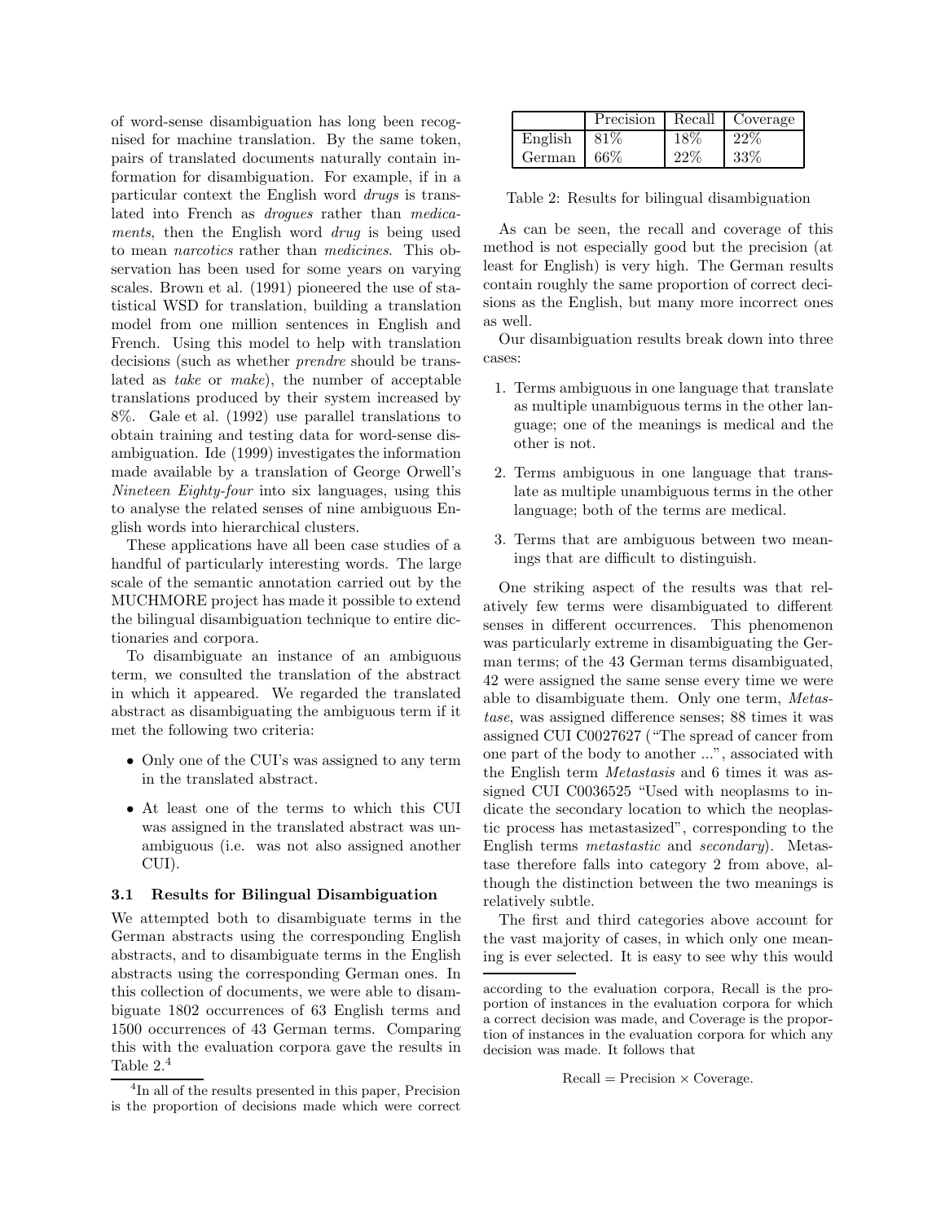of word-sense disambiguation has long been recognised for machine translation. By the same token, pairs of translated documents naturally contain information for disambiguation. For example, if in a particular context the English word *drugs* is translated into French as *drogues* rather than *medicaments*, then the English word *drug* is being used to mean *narcotics* rather than *medicines*. This observation has been used for some years on varying scales. Brown et al. (1991) pioneered the use of statistical WSD for translation, building a translation model from one million sentences in English and French. Using this model to help with translation decisions (such as whether *prendre* should be translated as *take* or *make*), the number of acceptable translations produced by their system increased by 8%. Gale et al. (1992) use parallel translations to obtain training and testing data for word-sense disambiguation. Ide (1999) investigates the information made available by a translation of George Orwell's *Nineteen Eighty-four* into six languages, using this to analyse the related senses of nine ambiguous English words into hierarchical clusters.

These applications have all been case studies of a handful of particularly interesting words. The large scale of the semantic annotation carried out by the MUCHMORE project has made it possible to extend the bilingual disambiguation technique to entire dictionaries and corpora.

To disambiguate an instance of an ambiguous term, we consulted the translation of the abstract in which it appeared. We regarded the translated abstract as disambiguating the ambiguous term if it met the following two criteria:

- Only one of the CUI's was assigned to any term in the translated abstract.
- At least one of the terms to which this CUI was assigned in the translated abstract was unambiguous (i.e. was not also assigned another CUI).

### 3.1 Results for Bilingual Disambiguation

We attempted both to disambiguate terms in the German abstracts using the corresponding English abstracts, and to disambiguate terms in the English abstracts using the corresponding German ones. In this collection of documents, we were able to disambiguate 1802 occurrences of 63 English terms and 1500 occurrences of 43 German terms. Comparing this with the evaluation corpora gave the results in Table 2.[4]

[4] In all of the results presented in this paper, Precision is the proportion of decisions made which were correct according to the evaluation corpora, Recall is the proportion of instances in the evaluation corpora for which a correct decision was made, and Coverage is the proportion of instances in the evaluation corpora for which any decision was made. It follows that

$$\text{Recall} = \text{Precision} \times \text{Coverage}.$$

| | Precision | Recall | Coverage |
|---|---|---|---|
| English | 81% | 18% | 22% |
| German | 66% | 22% | 33% |

Table 2: Results for bilingual disambiguation

As can be seen, the recall and coverage of this method is not especially good but the precision (at least for English) is very high. The German results contain roughly the same proportion of correct decisions as the English, but many more incorrect ones as well.

Our disambiguation results break down into three cases:

1. Terms ambiguous in one language that translate as multiple unambiguous terms in the other language; one of the meanings is medical and the other is not.
2. Terms ambiguous in one language that translate as multiple unambiguous terms in the other language; both of the terms are medical.
3. Terms that are ambiguous between two meanings that are difficult to distinguish.

One striking aspect of the results was that relatively few terms were disambiguated to different senses in different occurrences. This phenomenon was particularly extreme in disambiguating the German terms; of the 43 German terms disambiguated, 42 were assigned the same sense every time we were able to disambiguate them. Only one term, *Metastase*, was assigned difference senses; 88 times it was assigned CUI C0027627 ("The spread of cancer from one part of the body to another ...", associated with the English term *Metastasis* and 6 times it was assigned CUI C0036525 "Used with neoplasms to indicate the secondary location to which the neoplastic process has metastasized", corresponding to the English terms *metastastic* and *secondary*). Metastase therefore falls into category 2 from above, although the distinction between the two meanings is relatively subtle.

The first and third categories above account for the vast majority of cases, in which only one meaning is ever selected. It is easy to see why this would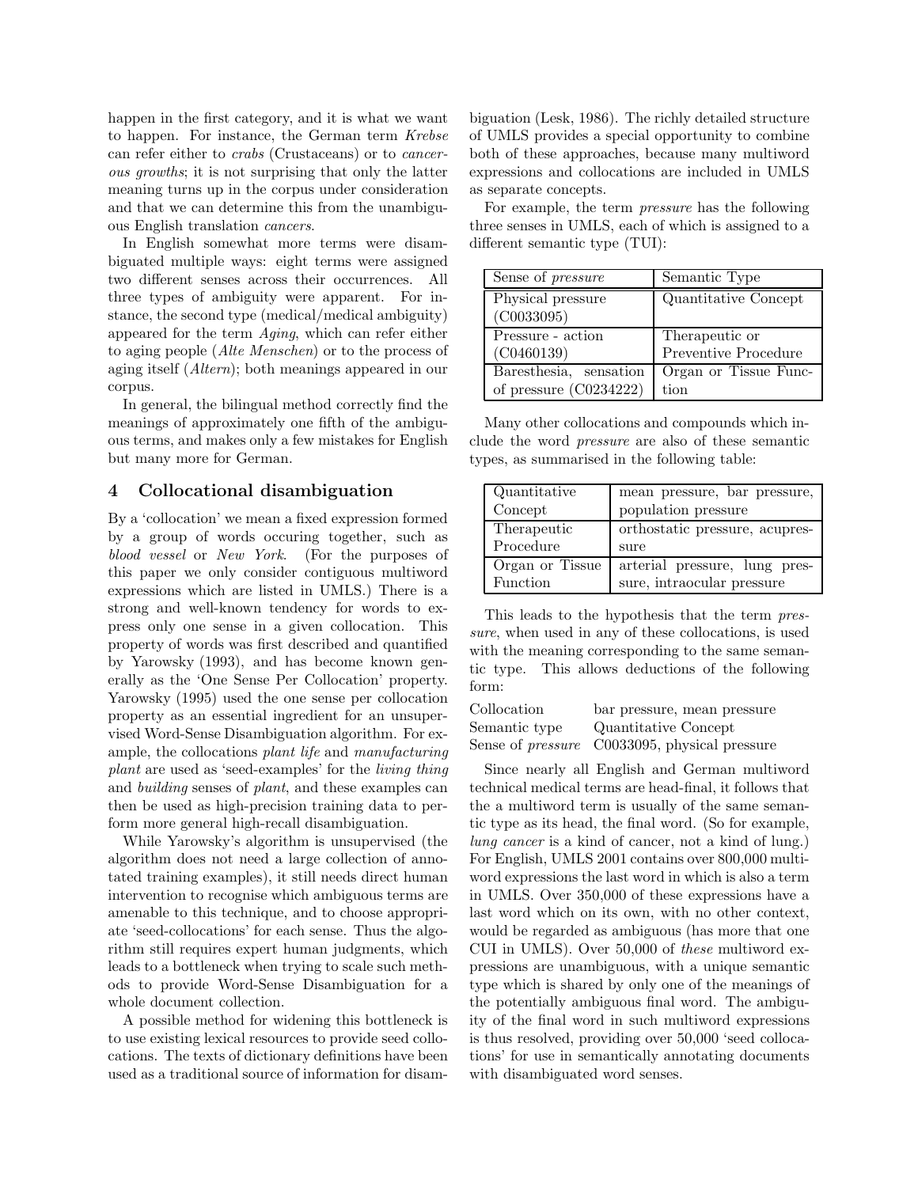happen in the first category, and it is what we want to happen. For instance, the German term *Krebse* can refer either to *crabs* (Crustaceans) or to *cancerous growths*; it is not surprising that only the latter meaning turns up in the corpus under consideration and that we can determine this from the unambiguous English translation *cancers*.

In English somewhat more terms were disambiguated multiple ways: eight terms were assigned two different senses across their occurrences. All three types of ambiguity were apparent. For instance, the second type (medical/medical ambiguity) appeared for the term *Aging*, which can refer either to aging people (*Alte Menschen*) or to the process of aging itself (*Altern*); both meanings appeared in our corpus.

In general, the bilingual method correctly find the meanings of approximately one fifth of the ambiguous terms, and makes only a few mistakes for English but many more for German.

## 4 Collocational disambiguation

By a 'collocation' we mean a fixed expression formed by a group of words occuring together, such as *blood vessel* or *New York*. (For the purposes of this paper we only consider contiguous multiword expressions which are listed in UMLS.) There is a strong and well-known tendency for words to express only one sense in a given collocation. This property of words was first described and quantified by Yarowsky (1993), and has become known generally as the 'One Sense Per Collocation' property. Yarowsky (1995) used the one sense per collocation property as an essential ingredient for an unsupervised Word-Sense Disambiguation algorithm. For example, the collocations *plant life* and *manufacturing plant* are used as 'seed-examples' for the *living thing* and *building* senses of *plant*, and these examples can then be used as high-precision training data to perform more general high-recall disambiguation.

While Yarowsky's algorithm is unsupervised (the algorithm does not need a large collection of annotated training examples), it still needs direct human intervention to recognise which ambiguous terms are amenable to this technique, and to choose appropriate 'seed-collocations' for each sense. Thus the algorithm still requires expert human judgments, which leads to a bottleneck when trying to scale such methods to provide Word-Sense Disambiguation for a whole document collection.

A possible method for widening this bottleneck is to use existing lexical resources to provide seed collocations. The texts of dictionary definitions have been used as a traditional source of information for disambiguation (Lesk, 1986). The richly detailed structure of UMLS provides a special opportunity to combine both of these approaches, because many multiword expressions and collocations are included in UMLS as separate concepts.

For example, the term *pressure* has the following three senses in UMLS, each of which is assigned to a different semantic type (TUI):

| Sense of *pressure* | Semantic Type |
|---|---|
| Physical pressure (C0033095) | Quantitative Concept |
| Pressure - action (C0460139) | Therapeutic or Preventive Procedure |
| Baresthesia, sensation of pressure (C0234222) | Organ or Tissue Function |

Many other collocations and compounds which include the word *pressure* are also of these semantic types, as summarised in the following table:

| | |
|---|---|
| Quantitative Concept | mean pressure, bar pressure, population pressure |
| Therapeutic Procedure | orthostatic pressure, acupressure |
| Organ or Tissue Function | arterial pressure, lung pressure, intraocular pressure |

This leads to the hypothesis that the term *pressure*, when used in any of these collocations, is used with the meaning corresponding to the same semantic type. This allows deductions of the following form:

| | |
|---|---|
| Collocation | bar pressure, mean pressure |
| Semantic type | Quantitative Concept |
| Sense of *pressure* | C0033095, physical pressure |

Since nearly all English and German multiword technical medical terms are head-final, it follows that the a multiword term is usually of the same semantic type as its head, the final word. (So for example, *lung cancer* is a kind of cancer, not a kind of lung.) For English, UMLS 2001 contains over 800,000 multiword expressions the last word in which is also a term in UMLS. Over 350,000 of these expressions have a last word which on its own, with no other context, would be regarded as ambiguous (has more that one CUI in UMLS). Over 50,000 of *these* multiword expressions are unambiguous, with a unique semantic type which is shared by only one of the meanings of the potentially ambiguous final word. The ambiguity of the final word in such multiword expressions is thus resolved, providing over 50,000 'seed collocations' for use in semantically annotating documents with disambiguated word senses.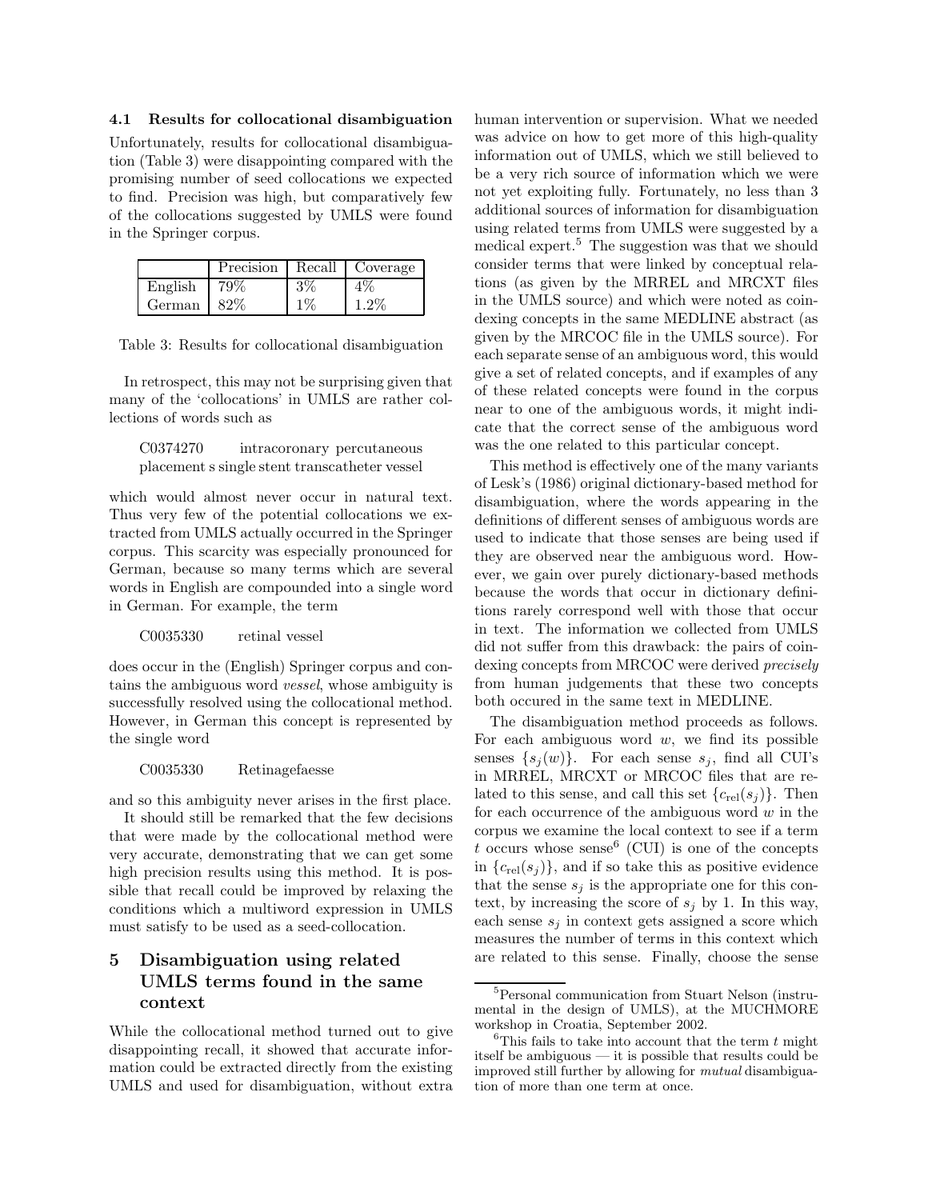### 4.1 Results for collocational disambiguation

Unfortunately, results for collocational disambiguation (Table 3) were disappointing compared with the promising number of seed collocations we expected to find. Precision was high, but comparatively few of the collocations suggested by UMLS were found in the Springer corpus.

| | Precision | Recall | Coverage |
|---|---|---|---|
| English | 79% | 3% | 4% |
| German | 82% | 1% | 1.2% |

Table 3: Results for collocational disambiguation

In retrospect, this may not be surprising given that many of the 'collocations' in UMLS are rather collections of words such as

> C0374270 intracoronary percutaneous placement s single stent transcatheter vessel

which would almost never occur in natural text. Thus very few of the potential collocations we extracted from UMLS actually occurred in the Springer corpus. This scarcity was especially pronounced for German, because so many terms which are several words in English are compounded into a single word in German. For example, the term

> C0035330 retinal vessel

does occur in the (English) Springer corpus and contains the ambiguous word *vessel*, whose ambiguity is successfully resolved using the collocational method. However, in German this concept is represented by the single word

> C0035330 Retinagefaesse

and so this ambiguity never arises in the first place.

It should still be remarked that the few decisions that were made by the collocational method were very accurate, demonstrating that we can get some high precision results using this method. It is possible that recall could be improved by relaxing the conditions which a multiword expression in UMLS must satisfy to be used as a seed-collocation.

## 5 Disambiguation using related UMLS terms found in the same context

While the collocational method turned out to give disappointing recall, it showed that accurate information could be extracted directly from the existing UMLS and used for disambiguation, without extra human intervention or supervision. What we needed was advice on how to get more of this high-quality information out of UMLS, which we still believed to be a very rich source of information which we were not yet exploiting fully. Fortunately, no less than 3 additional sources of information for disambiguation using related terms from UMLS were suggested by a medical expert.[5] The suggestion was that we should consider terms that were linked by conceptual relations (as given by the MRREL and MRCXT files in the UMLS source) and which were noted as coindexing concepts in the same MEDLINE abstract (as given by the MRCOC file in the UMLS source). For each separate sense of an ambiguous word, this would give a set of related concepts, and if examples of any of these related concepts were found in the corpus near to one of the ambiguous words, it might indicate that the correct sense of the ambiguous word was the one related to this particular concept.

This method is effectively one of the many variants of Lesk's (1986) original dictionary-based method for disambiguation, where the words appearing in the definitions of different senses of ambiguous words are used to indicate that those senses are being used if they are observed near the ambiguous word. However, we gain over purely dictionary-based methods because the words that occur in dictionary definitions rarely correspond well with those that occur in text. The information we collected from UMLS did not suffer from this drawback: the pairs of coindexing concepts from MRCOC were derived *precisely* from human judgements that these two concepts both occured in the same text in MEDLINE.

The disambiguation method proceeds as follows. For each ambiguous word $w$, we find its possible senses $\{s_j(w)\}$. For each sense $s_j$, find all CUI's in MRREL, MRCXT or MRCOC files that are related to this sense, and call this set $\{c_{\mathrm{rel}}(s_j)\}$. Then for each occurrence of the ambiguous word $w$ in the corpus we examine the local context to see if a term $t$ occurs whose sense[6] (CUI) is one of the concepts in $\{c_{\mathrm{rel}}(s_j)\}$, and if so take this as positive evidence that the sense $s_j$ is the appropriate one for this context, by increasing the score of $s_j$ by 1. In this way, each sense $s_j$ in context gets assigned a score which measures the number of terms in this context which are related to this sense. Finally, choose the sense

[5] Personal communication from Stuart Nelson (instrumental in the design of UMLS), at the MUCHMORE workshop in Croatia, September 2002.

[6] This fails to take into account that the term $t$ might itself be ambiguous — it is possible that results could be improved still further by allowing for *mutual* disambiguation of more than one term at once.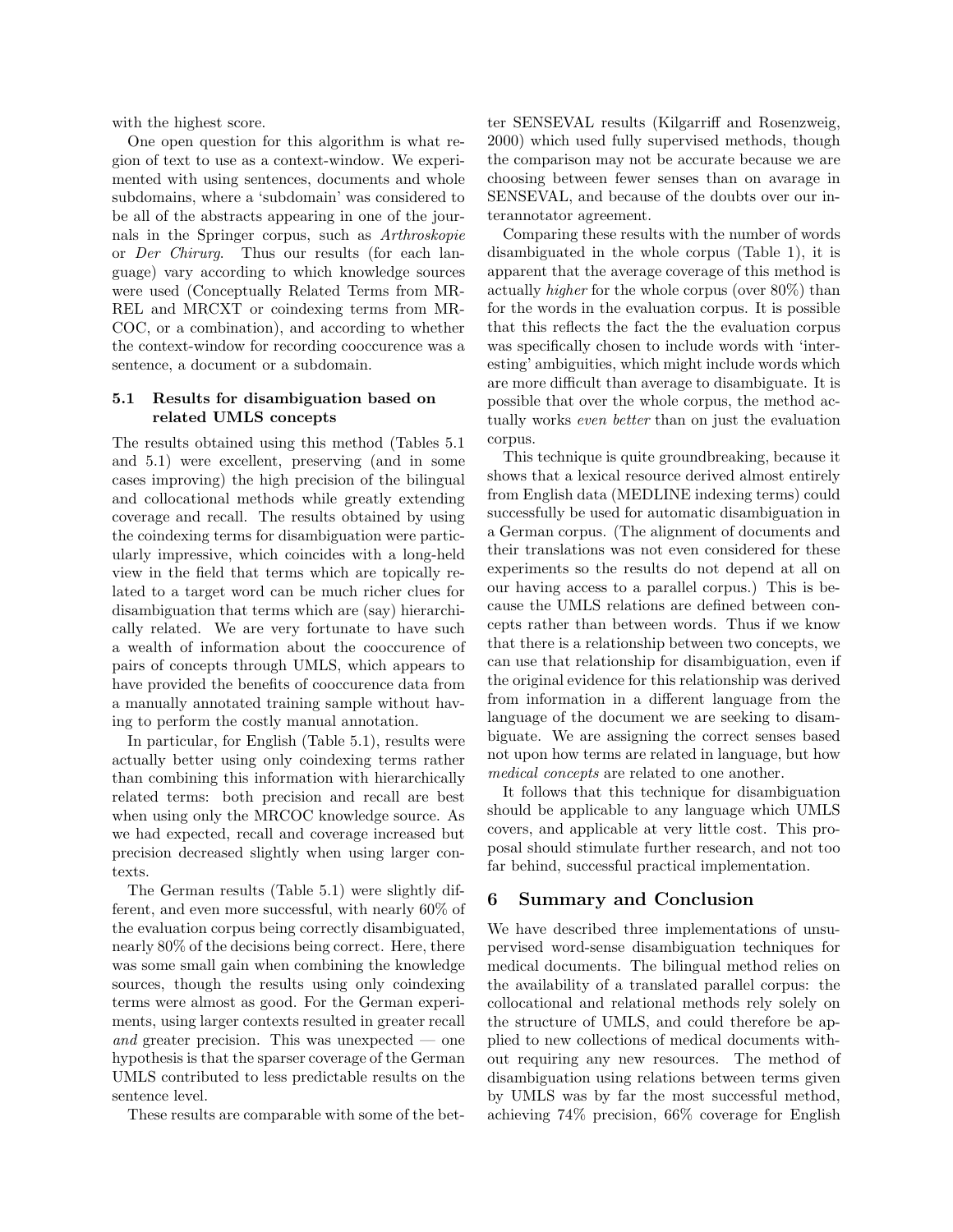with the highest score.

One open question for this algorithm is what region of text to use as a context-window. We experimented with using sentences, documents and whole subdomains, where a 'subdomain' was considered to be all of the abstracts appearing in one of the journals in the Springer corpus, such as *Arthroskopie* or *Der Chirurg*. Thus our results (for each language) vary according to which knowledge sources were used (Conceptually Related Terms from MRREL and MRCXT or coindexing terms from MRCOC, or a combination), and according to whether the context-window for recording cooccurence was a sentence, a document or a subdomain.

### 5.1 Results for disambiguation based on related UMLS concepts

The results obtained using this method (Tables 5.1 and 5.1) were excellent, preserving (and in some cases improving) the high precision of the bilingual and collocational methods while greatly extending coverage and recall. The results obtained by using the coindexing terms for disambiguation were particularly impressive, which coincides with a long-held view in the field that terms which are topically related to a target word can be much richer clues for disambiguation that terms which are (say) hierarchically related. We are very fortunate to have such a wealth of information about the cooccurence of pairs of concepts through UMLS, which appears to have provided the benefits of cooccurence data from a manually annotated training sample without having to perform the costly manual annotation.

In particular, for English (Table 5.1), results were actually better using only coindexing terms rather than combining this information with hierarchically related terms: both precision and recall are best when using only the MRCOC knowledge source. As we had expected, recall and coverage increased but precision decreased slightly when using larger contexts.

The German results (Table 5.1) were slightly different, and even more successful, with nearly 60% of the evaluation corpus being correctly disambiguated, nearly 80% of the decisions being correct. Here, there was some small gain when combining the knowledge sources, though the results using only coindexing terms were almost as good. For the German experiments, using larger contexts resulted in greater recall *and* greater precision. This was unexpected — one hypothesis is that the sparser coverage of the German UMLS contributed to less predictable results on the sentence level.

These results are comparable with some of the better SENSEVAL results (Kilgarriff and Rosenzweig, 2000) which used fully supervised methods, though the comparison may not be accurate because we are choosing between fewer senses than on avarage in SENSEVAL, and because of the doubts over our interannotator agreement.

Comparing these results with the number of words disambiguated in the whole corpus (Table 1), it is apparent that the average coverage of this method is actually *higher* for the whole corpus (over 80%) than for the words in the evaluation corpus. It is possible that this reflects the fact the the evaluation corpus was specifically chosen to include words with 'interesting' ambiguities, which might include words which are more difficult than average to disambiguate. It is possible that over the whole corpus, the method actually works *even better* than on just the evaluation corpus.

This technique is quite groundbreaking, because it shows that a lexical resource derived almost entirely from English data (MEDLINE indexing terms) could successfully be used for automatic disambiguation in a German corpus. (The alignment of documents and their translations was not even considered for these experiments so the results do not depend at all on our having access to a parallel corpus.) This is because the UMLS relations are defined between concepts rather than between words. Thus if we know that there is a relationship between two concepts, we can use that relationship for disambiguation, even if the original evidence for this relationship was derived from information in a different language from the language of the document we are seeking to disambiguate. We are assigning the correct senses based not upon how terms are related in language, but how *medical concepts* are related to one another.

It follows that this technique for disambiguation should be applicable to any language which UMLS covers, and applicable at very little cost. This proposal should stimulate further research, and not too far behind, successful practical implementation.

## 6 Summary and Conclusion

We have described three implementations of unsupervised word-sense disambiguation techniques for medical documents. The bilingual method relies on the availability of a translated parallel corpus: the collocational and relational methods rely solely on the structure of UMLS, and could therefore be applied to new collections of medical documents without requiring any new resources. The method of disambiguation using relations between terms given by UMLS was by far the most successful method, achieving 74% precision, 66% coverage for English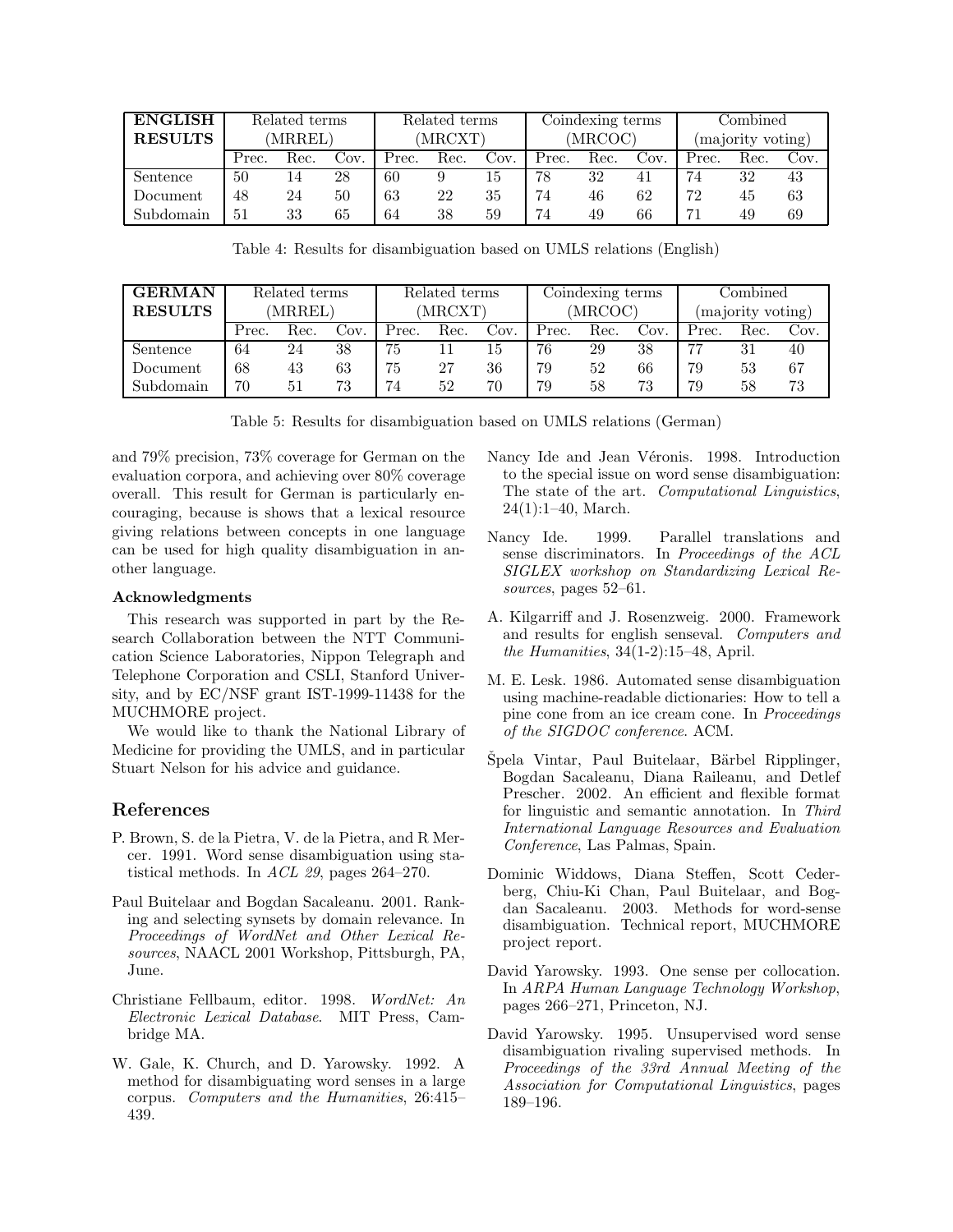| ENGLISH RESULTS | Related terms (MRREL) | | | Related terms (MRCXT) | | | Coindexing terms (MRCOC) | | | Combined (majority voting) | | |
|---|---|---|---|---|---|---|---|---|---|---|---|---|
| | Prec. | Rec. | Cov. | Prec. | Rec. | Cov. | Prec. | Rec. | Cov. | Prec. | Rec. | Cov. |
| Sentence | 50 | 14 | 28 | 60 | 9 | 15 | 78 | 32 | 41 | 74 | 32 | 43 |
| Document | 48 | 24 | 50 | 63 | 22 | 35 | 74 | 46 | 62 | 72 | 45 | 63 |
| Subdomain | 51 | 33 | 65 | 64 | 38 | 59 | 74 | 49 | 66 | 71 | 49 | 69 |

Table 4: Results for disambiguation based on UMLS relations (English)

| GERMAN RESULTS | Related terms (MRREL) | | | Related terms (MRCXT) | | | Coindexing terms (MRCOC) | | | Combined (majority voting) | | |
|---|---|---|---|---|---|---|---|---|---|---|---|---|
| | Prec. | Rec. | Cov. | Prec. | Rec. | Cov. | Prec. | Rec. | Cov. | Prec. | Rec. | Cov. |
| Sentence | 64 | 24 | 38 | 75 | 11 | 15 | 76 | 29 | 38 | 77 | 31 | 40 |
| Document | 68 | 43 | 63 | 75 | 27 | 36 | 79 | 52 | 66 | 79 | 53 | 67 |
| Subdomain | 70 | 51 | 73 | 74 | 52 | 70 | 79 | 58 | 73 | 79 | 58 | 73 |

Table 5: Results for disambiguation based on UMLS relations (German)

and 79% precision, 73% coverage for German on the evaluation corpora, and achieving over 80% coverage overall. This result for German is particularly encouraging, because is shows that a lexical resource giving relations between concepts in one language can be used for high quality disambiguation in another language.

### Acknowledgments

This research was supported in part by the Research Collaboration between the NTT Communication Science Laboratories, Nippon Telegraph and Telephone Corporation and CSLI, Stanford University, and by EC/NSF grant IST-1999-11438 for the MUCHMORE project.

We would like to thank the National Library of Medicine for providing the UMLS, and in particular Stuart Nelson for his advice and guidance.

## References

P. Brown, S. de la Pietra, V. de la Pietra, and R Mercer. 1991. Word sense disambiguation using statistical methods. In *ACL 29*, pages 264–270.

Paul Buitelaar and Bogdan Sacaleanu. 2001. Ranking and selecting synsets by domain relevance. In *Proceedings of WordNet and Other Lexical Resources*, NAACL 2001 Workshop, Pittsburgh, PA, June.

Christiane Fellbaum, editor. 1998. *WordNet: An Electronic Lexical Database*. MIT Press, Cambridge MA.

W. Gale, K. Church, and D. Yarowsky. 1992. A method for disambiguating word senses in a large corpus. *Computers and the Humanities*, 26:415–439.

Nancy Ide and Jean Véronis. 1998. Introduction to the special issue on word sense disambiguation: The state of the art. *Computational Linguistics*, 24(1):1–40, March.

Nancy Ide. 1999. Parallel translations and sense discriminators. In *Proceedings of the ACL SIGLEX workshop on Standardizing Lexical Resources*, pages 52–61.

A. Kilgarriff and J. Rosenzweig. 2000. Framework and results for english senseval. *Computers and the Humanities*, 34(1-2):15–48, April.

M. E. Lesk. 1986. Automated sense disambiguation using machine-readable dictionaries: How to tell a pine cone from an ice cream cone. In *Proceedings of the SIGDOC conference*. ACM.

Špela Vintar, Paul Buitelaar, Bärbel Ripplinger, Bogdan Sacaleanu, Diana Raileanu, and Detlef Prescher. 2002. An efficient and flexible format for linguistic and semantic annotation. In *Third International Language Resources and Evaluation Conference*, Las Palmas, Spain.

Dominic Widdows, Diana Steffen, Scott Cederberg, Chiu-Ki Chan, Paul Buitelaar, and Bogdan Sacaleanu. 2003. Methods for word-sense disambiguation. Technical report, MUCHMORE project report.

David Yarowsky. 1993. One sense per collocation. In *ARPA Human Language Technology Workshop*, pages 266–271, Princeton, NJ.

David Yarowsky. 1995. Unsupervised word sense disambiguation rivaling supervised methods. In *Proceedings of the 33rd Annual Meeting of the Association for Computational Linguistics*, pages 189–196.